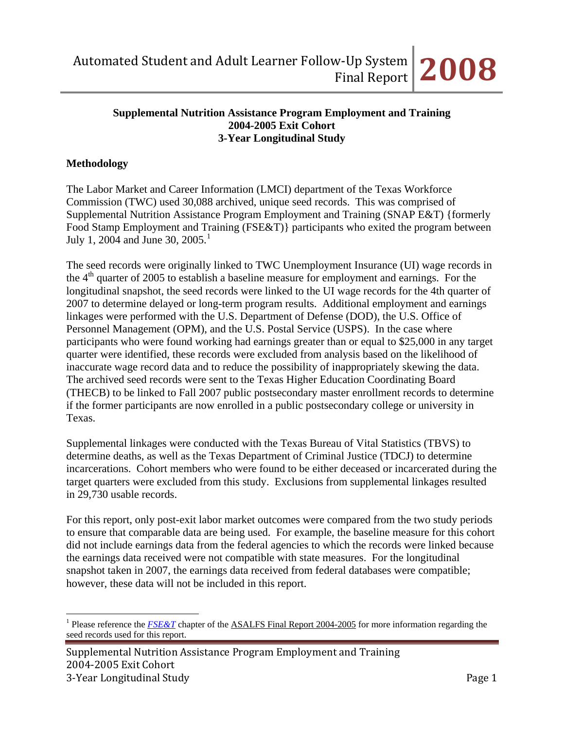**Supplemental Nutrition Assistance Program Employment and Training**
**2004-2005 Exit Cohort**
**3-Year Longitudinal Study**

## Methodology

The Labor Market and Career Information (LMCI) department of the Texas Workforce Commission (TWC) used 30,088 archived, unique seed records. This was comprised of Supplemental Nutrition Assistance Program Employment and Training (SNAP E&T) {formerly Food Stamp Employment and Training (FSE&T)} participants who exited the program between July 1, 2004 and June 30, 2005.[1]

The seed records were originally linked to TWC Unemployment Insurance (UI) wage records in the 4th quarter of 2005 to establish a baseline measure for employment and earnings. For the longitudinal snapshot, the seed records were linked to the UI wage records for the 4th quarter of 2007 to determine delayed or long-term program results. Additional employment and earnings linkages were performed with the U.S. Department of Defense (DOD), the U.S. Office of Personnel Management (OPM), and the U.S. Postal Service (USPS). In the case where participants who were found working had earnings greater than or equal to $25,000 in any target quarter were identified, these records were excluded from analysis based on the likelihood of inaccurate wage record data and to reduce the possibility of inappropriately skewing the data. The archived seed records were sent to the Texas Higher Education Coordinating Board (THECB) to be linked to Fall 2007 public postsecondary master enrollment records to determine if the former participants are now enrolled in a public postsecondary college or university in Texas.

Supplemental linkages were conducted with the Texas Bureau of Vital Statistics (TBVS) to determine deaths, as well as the Texas Department of Criminal Justice (TDCJ) to determine incarcerations. Cohort members who were found to be either deceased or incarcerated during the target quarters were excluded from this study. Exclusions from supplemental linkages resulted in 29,730 usable records.

For this report, only post-exit labor market outcomes were compared from the two study periods to ensure that comparable data are being used. For example, the baseline measure for this cohort did not include earnings data from the federal agencies to which the records were linked because the earnings data received were not compatible with state measures. For the longitudinal snapshot taken in 2007, the earnings data received from federal databases were compatible; however, these data will not be included in this report.

---

[1] Please reference the *FSE&T* chapter of the ASALFS Final Report 2004-2005 for more information regarding the seed records used for this report.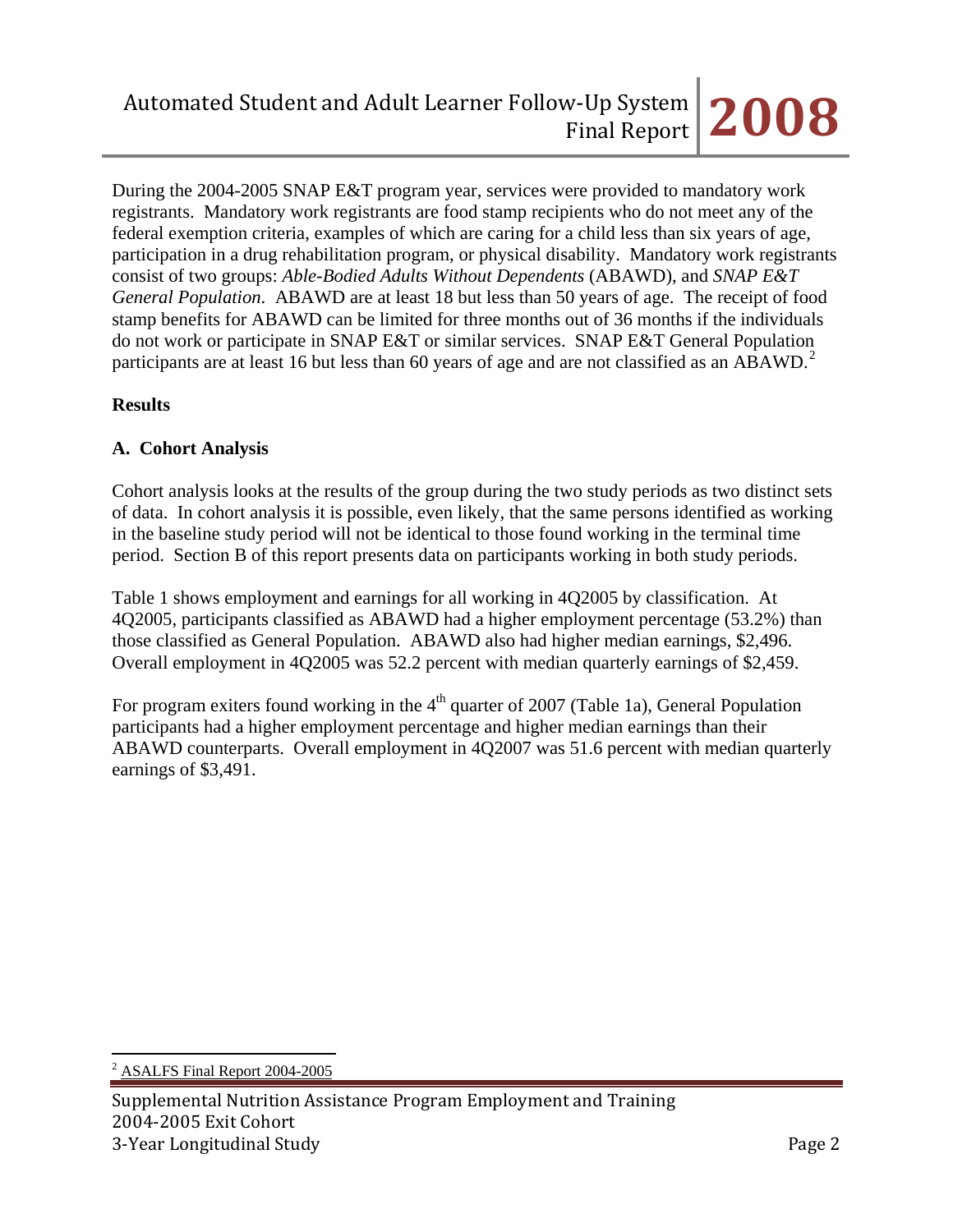During the 2004-2005 SNAP E&T program year, services were provided to mandatory work registrants. Mandatory work registrants are food stamp recipients who do not meet any of the federal exemption criteria, examples of which are caring for a child less than six years of age, participation in a drug rehabilitation program, or physical disability. Mandatory work registrants consist of two groups: *Able-Bodied Adults Without Dependents* (ABAWD), and *SNAP E&T General Population*. ABAWD are at least 18 but less than 50 years of age. The receipt of food stamp benefits for ABAWD can be limited for three months out of 36 months if the individuals do not work or participate in SNAP E&T or similar services. SNAP E&T General Population participants are at least 16 but less than 60 years of age and are not classified as an ABAWD.[2]

**Results**

**A. Cohort Analysis**

Cohort analysis looks at the results of the group during the two study periods as two distinct sets of data. In cohort analysis it is possible, even likely, that the same persons identified as working in the baseline study period will not be identical to those found working in the terminal time period. Section B of this report presents data on participants working in both study periods.

Table 1 shows employment and earnings for all working in 4Q2005 by classification. At 4Q2005, participants classified as ABAWD had a higher employment percentage (53.2%) than those classified as General Population. ABAWD also had higher median earnings, $2,496. Overall employment in 4Q2005 was 52.2 percent with median quarterly earnings of $2,459.

For program exiters found working in the 4th quarter of 2007 (Table 1a), General Population participants had a higher employment percentage and higher median earnings than their ABAWD counterparts. Overall employment in 4Q2007 was 51.6 percent with median quarterly earnings of $3,491.

[2] ASALFS Final Report 2004-2005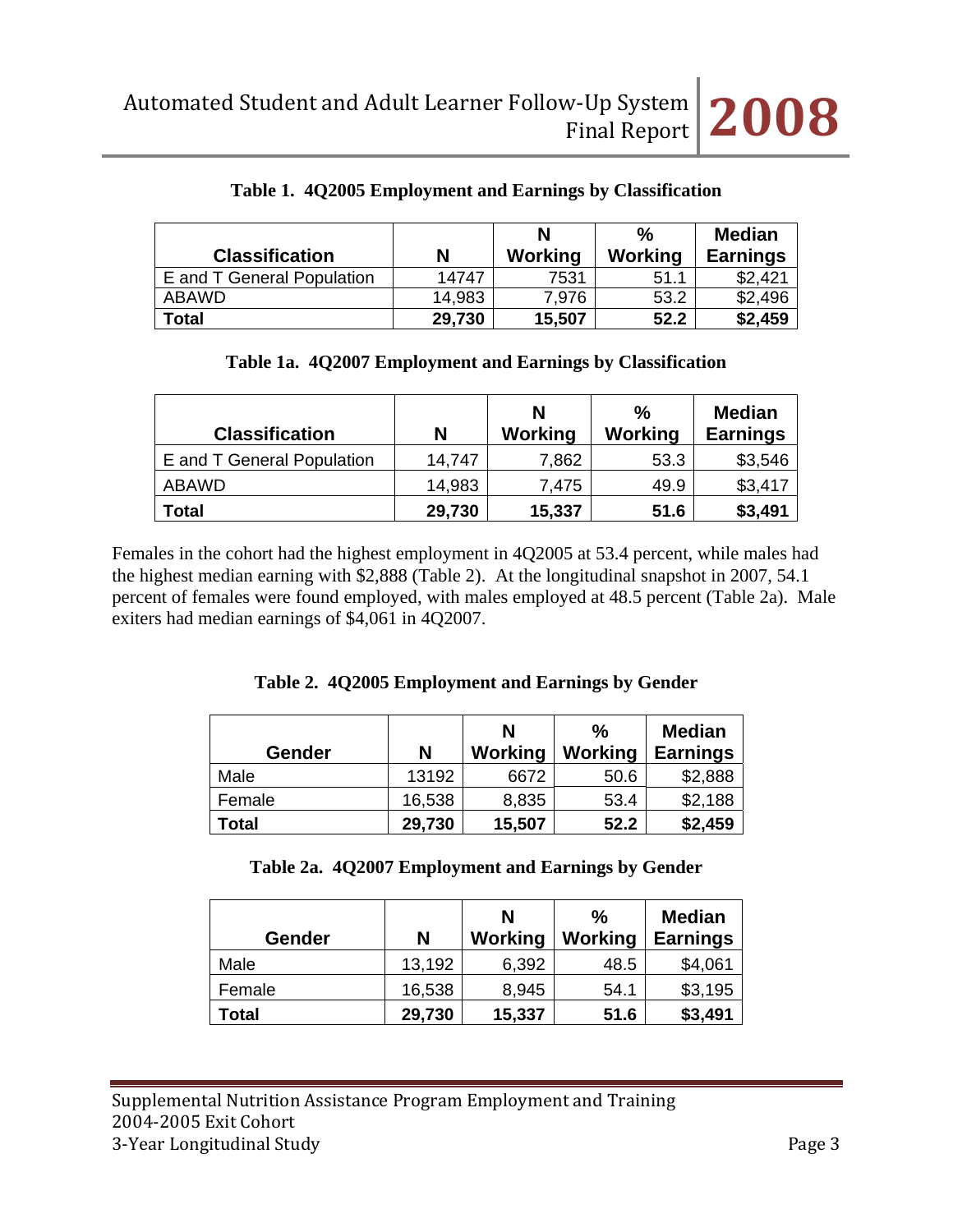**Table 1. 4Q2005 Employment and Earnings by Classification**

| Classification | N | N Working | % Working | Median Earnings |
|---|---|---|---|---|
| E and T General Population | 14747 | 7531 | 51.1 | $2,421 |
| ABAWD | 14,983 | 7,976 | 53.2 | $2,496 |
| **Total** | **29,730** | **15,507** | **52.2** | **$2,459** |

**Table 1a. 4Q2007 Employment and Earnings by Classification**

| Classification | N | N Working | % Working | Median Earnings |
|---|---|---|---|---|
| E and T General Population | 14,747 | 7,862 | 53.3 | $3,546 |
| ABAWD | 14,983 | 7,475 | 49.9 | $3,417 |
| **Total** | **29,730** | **15,337** | **51.6** | **$3,491** |

Females in the cohort had the highest employment in 4Q2005 at 53.4 percent, while males had the highest median earning with $2,888 (Table 2). At the longitudinal snapshot in 2007, 54.1 percent of females were found employed, with males employed at 48.5 percent (Table 2a). Male exiters had median earnings of $4,061 in 4Q2007.

**Table 2. 4Q2005 Employment and Earnings by Gender**

| Gender | N | N Working | % Working | Median Earnings |
|---|---|---|---|---|
| Male | 13192 | 6672 | 50.6 | $2,888 |
| Female | 16,538 | 8,835 | 53.4 | $2,188 |
| **Total** | **29,730** | **15,507** | **52.2** | **$2,459** |

**Table 2a. 4Q2007 Employment and Earnings by Gender**

| Gender | N | N Working | % Working | Median Earnings |
|---|---|---|---|---|
| Male | 13,192 | 6,392 | 48.5 | $4,061 |
| Female | 16,538 | 8,945 | 54.1 | $3,195 |
| **Total** | **29,730** | **15,337** | **51.6** | **$3,491** |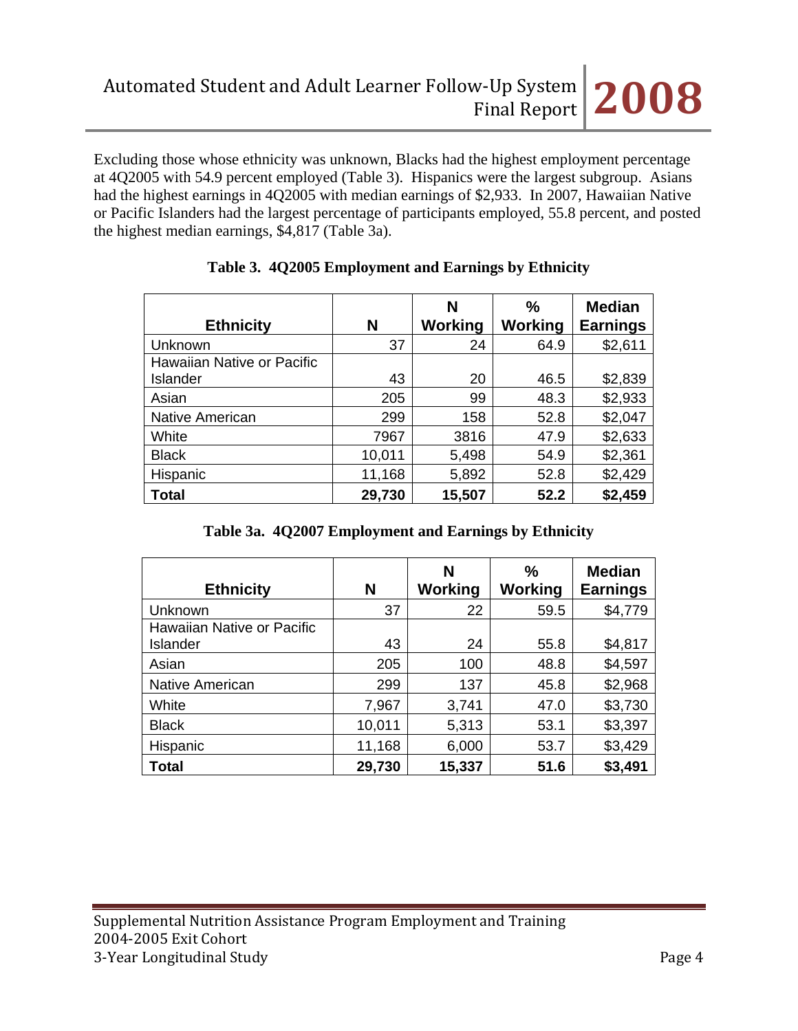Excluding those whose ethnicity was unknown, Blacks had the highest employment percentage at 4Q2005 with 54.9 percent employed (Table 3). Hispanics were the largest subgroup. Asians had the highest earnings in 4Q2005 with median earnings of $2,933. In 2007, Hawaiian Native or Pacific Islanders had the largest percentage of participants employed, 55.8 percent, and posted the highest median earnings, $4,817 (Table 3a).

**Table 3. 4Q2005 Employment and Earnings by Ethnicity**

| Ethnicity | N | N Working | % Working | Median Earnings |
|---|---|---|---|---|
| Unknown | 37 | 24 | 64.9 | $2,611 |
| Hawaiian Native or Pacific Islander | 43 | 20 | 46.5 | $2,839 |
| Asian | 205 | 99 | 48.3 | $2,933 |
| Native American | 299 | 158 | 52.8 | $2,047 |
| White | 7967 | 3816 | 47.9 | $2,633 |
| Black | 10,011 | 5,498 | 54.9 | $2,361 |
| Hispanic | 11,168 | 5,892 | 52.8 | $2,429 |
| **Total** | **29,730** | **15,507** | **52.2** | **$2,459** |

**Table 3a. 4Q2007 Employment and Earnings by Ethnicity**

| Ethnicity | N | N Working | % Working | Median Earnings |
|---|---|---|---|---|
| Unknown | 37 | 22 | 59.5 | $4,779 |
| Hawaiian Native or Pacific Islander | 43 | 24 | 55.8 | $4,817 |
| Asian | 205 | 100 | 48.8 | $4,597 |
| Native American | 299 | 137 | 45.8 | $2,968 |
| White | 7,967 | 3,741 | 47.0 | $3,730 |
| Black | 10,011 | 5,313 | 53.1 | $3,397 |
| Hispanic | 11,168 | 6,000 | 53.7 | $3,429 |
| **Total** | **29,730** | **15,337** | **51.6** | **$3,491** |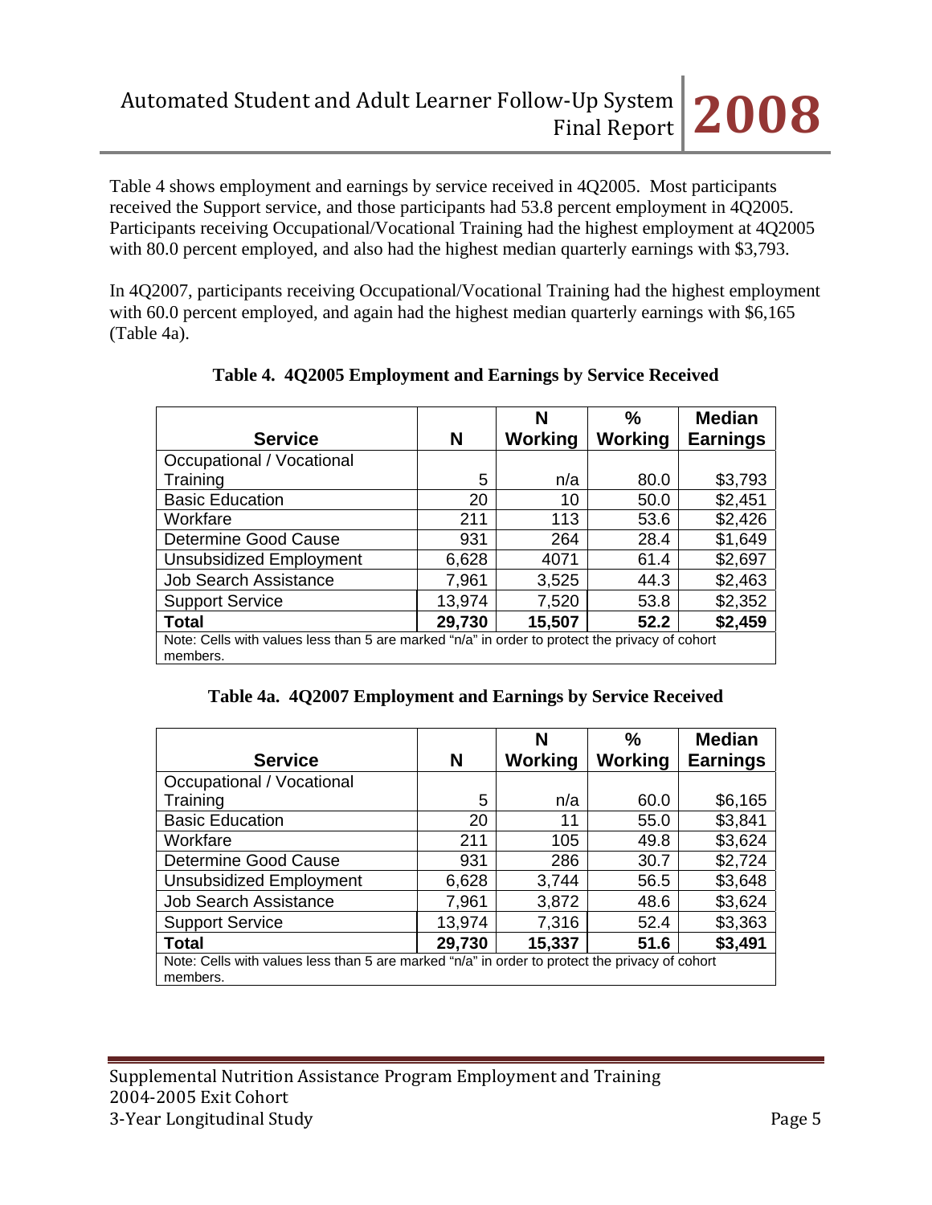Table 4 shows employment and earnings by service received in 4Q2005. Most participants received the Support service, and those participants had 53.8 percent employment in 4Q2005. Participants receiving Occupational/Vocational Training had the highest employment at 4Q2005 with 80.0 percent employed, and also had the highest median quarterly earnings with $3,793.

In 4Q2007, participants receiving Occupational/Vocational Training had the highest employment with 60.0 percent employed, and again had the highest median quarterly earnings with $6,165 (Table 4a).

**Table 4. 4Q2005 Employment and Earnings by Service Received**

| Service | N | N Working | % Working | Median Earnings |
|---|---|---|---|---|
| Occupational / Vocational Training | 5 | n/a | 80.0 | $3,793 |
| Basic Education | 20 | 10 | 50.0 | $2,451 |
| Workfare | 211 | 113 | 53.6 | $2,426 |
| Determine Good Cause | 931 | 264 | 28.4 | $1,649 |
| Unsubsidized Employment | 6,628 | 4071 | 61.4 | $2,697 |
| Job Search Assistance | 7,961 | 3,525 | 44.3 | $2,463 |
| Support Service | 13,974 | 7,520 | 53.8 | $2,352 |
| **Total** | **29,730** | **15,507** | **52.2** | **$2,459** |

Note: Cells with values less than 5 are marked "n/a" in order to protect the privacy of cohort members.

**Table 4a. 4Q2007 Employment and Earnings by Service Received**

| Service | N | N Working | % Working | Median Earnings |
|---|---|---|---|---|
| Occupational / Vocational Training | 5 | n/a | 60.0 | $6,165 |
| Basic Education | 20 | 11 | 55.0 | $3,841 |
| Workfare | 211 | 105 | 49.8 | $3,624 |
| Determine Good Cause | 931 | 286 | 30.7 | $2,724 |
| Unsubsidized Employment | 6,628 | 3,744 | 56.5 | $3,648 |
| Job Search Assistance | 7,961 | 3,872 | 48.6 | $3,624 |
| Support Service | 13,974 | 7,316 | 52.4 | $3,363 |
| **Total** | **29,730** | **15,337** | **51.6** | **$3,491** |

Note: Cells with values less than 5 are marked "n/a" in order to protect the privacy of cohort members.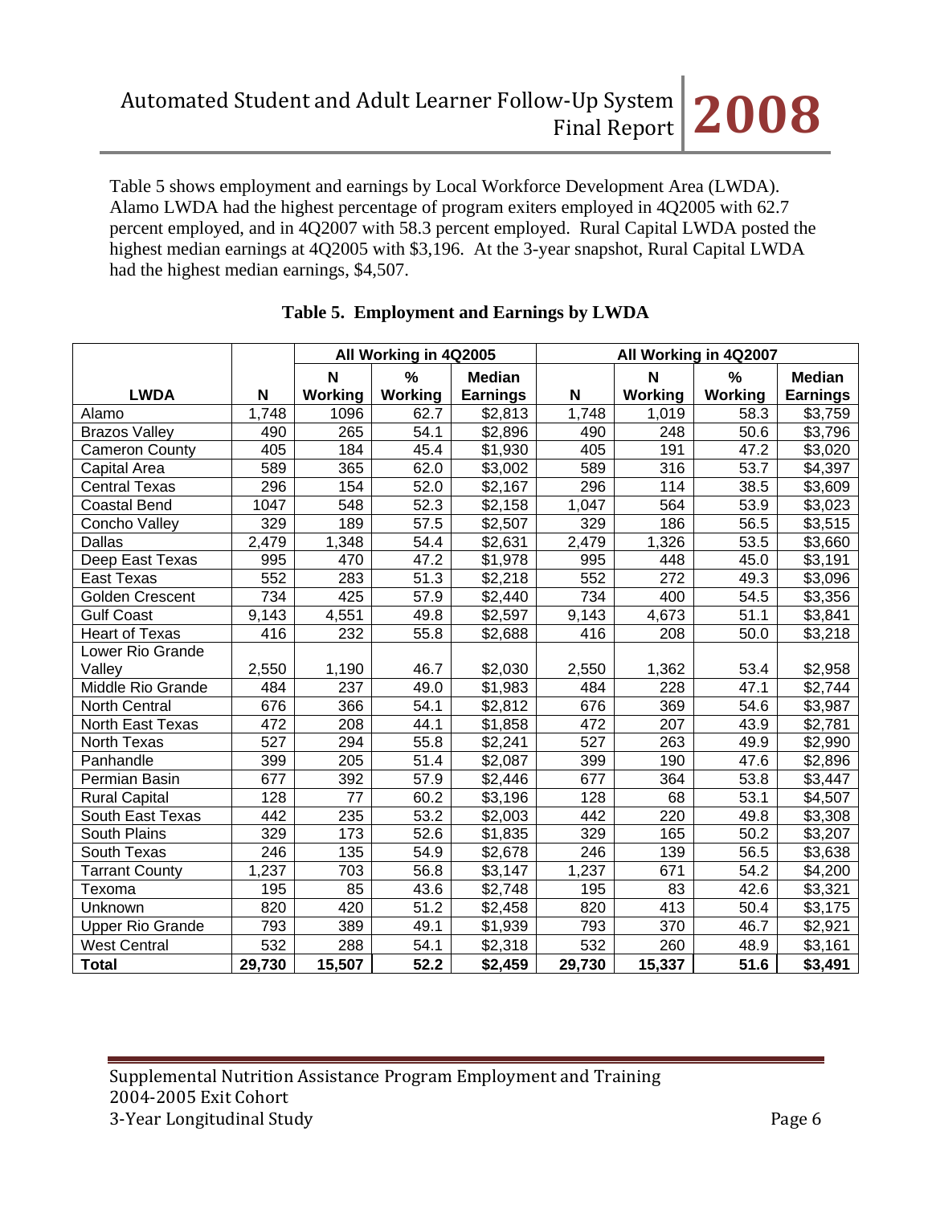Table 5 shows employment and earnings by Local Workforce Development Area (LWDA). Alamo LWDA had the highest percentage of program exiters employed in 4Q2005 with 62.7 percent employed, and in 4Q2007 with 58.3 percent employed. Rural Capital LWDA posted the highest median earnings at 4Q2005 with \$3,196. At the 3-year snapshot, Rural Capital LWDA had the highest median earnings, \$4,507.

**Table 5. Employment and Earnings by LWDA**

| | | All Working in 4Q2005 | | | All Working in 4Q2007 | | | |
|---|---|---|---|---|---|---|---|---|
| **LWDA** | **N** | **N Working** | **% Working** | **Median Earnings** | **N** | **N Working** | **% Working** | **Median Earnings** |
| Alamo | 1,748 | 1096 | 62.7 | \$2,813 | 1,748 | 1,019 | 58.3 | \$3,759 |
| Brazos Valley | 490 | 265 | 54.1 | \$2,896 | 490 | 248 | 50.6 | \$3,796 |
| Cameron County | 405 | 184 | 45.4 | \$1,930 | 405 | 191 | 47.2 | \$3,020 |
| Capital Area | 589 | 365 | 62.0 | \$3,002 | 589 | 316 | 53.7 | \$4,397 |
| Central Texas | 296 | 154 | 52.0 | \$2,167 | 296 | 114 | 38.5 | \$3,609 |
| Coastal Bend | 1047 | 548 | 52.3 | \$2,158 | 1,047 | 564 | 53.9 | \$3,023 |
| Concho Valley | 329 | 189 | 57.5 | \$2,507 | 329 | 186 | 56.5 | \$3,515 |
| Dallas | 2,479 | 1,348 | 54.4 | \$2,631 | 2,479 | 1,326 | 53.5 | \$3,660 |
| Deep East Texas | 995 | 470 | 47.2 | \$1,978 | 995 | 448 | 45.0 | \$3,191 |
| East Texas | 552 | 283 | 51.3 | \$2,218 | 552 | 272 | 49.3 | \$3,096 |
| Golden Crescent | 734 | 425 | 57.9 | \$2,440 | 734 | 400 | 54.5 | \$3,356 |
| Gulf Coast | 9,143 | 4,551 | 49.8 | \$2,597 | 9,143 | 4,673 | 51.1 | \$3,841 |
| Heart of Texas | 416 | 232 | 55.8 | \$2,688 | 416 | 208 | 50.0 | \$3,218 |
| Lower Rio Grande Valley | 2,550 | 1,190 | 46.7 | \$2,030 | 2,550 | 1,362 | 53.4 | \$2,958 |
| Middle Rio Grande | 484 | 237 | 49.0 | \$1,983 | 484 | 228 | 47.1 | \$2,744 |
| North Central | 676 | 366 | 54.1 | \$2,812 | 676 | 369 | 54.6 | \$3,987 |
| North East Texas | 472 | 208 | 44.1 | \$1,858 | 472 | 207 | 43.9 | \$2,781 |
| North Texas | 527 | 294 | 55.8 | \$2,241 | 527 | 263 | 49.9 | \$2,990 |
| Panhandle | 399 | 205 | 51.4 | \$2,087 | 399 | 190 | 47.6 | \$2,896 |
| Permian Basin | 677 | 392 | 57.9 | \$2,446 | 677 | 364 | 53.8 | \$3,447 |
| Rural Capital | 128 | 77 | 60.2 | \$3,196 | 128 | 68 | 53.1 | \$4,507 |
| South East Texas | 442 | 235 | 53.2 | \$2,003 | 442 | 220 | 49.8 | \$3,308 |
| South Plains | 329 | 173 | 52.6 | \$1,835 | 329 | 165 | 50.2 | \$3,207 |
| South Texas | 246 | 135 | 54.9 | \$2,678 | 246 | 139 | 56.5 | \$3,638 |
| Tarrant County | 1,237 | 703 | 56.8 | \$3,147 | 1,237 | 671 | 54.2 | \$4,200 |
| Texoma | 195 | 85 | 43.6 | \$2,748 | 195 | 83 | 42.6 | \$3,321 |
| Unknown | 820 | 420 | 51.2 | \$2,458 | 820 | 413 | 50.4 | \$3,175 |
| Upper Rio Grande | 793 | 389 | 49.1 | \$1,939 | 793 | 370 | 46.7 | \$2,921 |
| West Central | 532 | 288 | 54.1 | \$2,318 | 532 | 260 | 48.9 | \$3,161 |
| **Total** | **29,730** | **15,507** | **52.2** | **\$2,459** | **29,730** | **15,337** | **51.6** | **\$3,491** |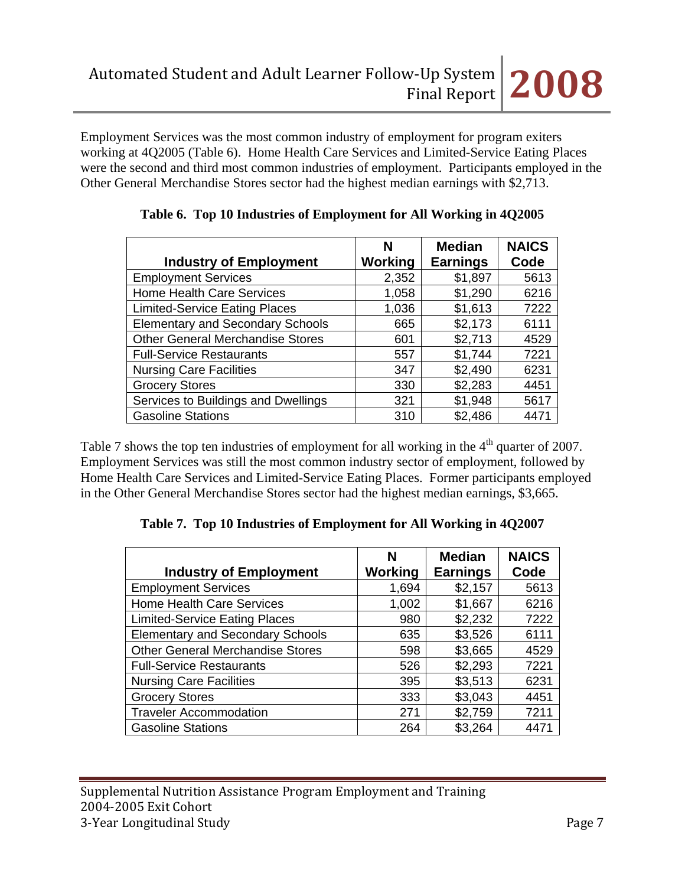Employment Services was the most common industry of employment for program exiters working at 4Q2005 (Table 6). Home Health Care Services and Limited-Service Eating Places were the second and third most common industries of employment. Participants employed in the Other General Merchandise Stores sector had the highest median earnings with $2,713.

**Table 6. Top 10 Industries of Employment for All Working in 4Q2005**

| Industry of Employment | N Working | Median Earnings | NAICS Code |
|---|---|---|---|
| Employment Services | 2,352 | $1,897 | 5613 |
| Home Health Care Services | 1,058 | $1,290 | 6216 |
| Limited-Service Eating Places | 1,036 | $1,613 | 7222 |
| Elementary and Secondary Schools | 665 | $2,173 | 6111 |
| Other General Merchandise Stores | 601 | $2,713 | 4529 |
| Full-Service Restaurants | 557 | $1,744 | 7221 |
| Nursing Care Facilities | 347 | $2,490 | 6231 |
| Grocery Stores | 330 | $2,283 | 4451 |
| Services to Buildings and Dwellings | 321 | $1,948 | 5617 |
| Gasoline Stations | 310 | $2,486 | 4471 |

Table 7 shows the top ten industries of employment for all working in the 4th quarter of 2007. Employment Services was still the most common industry sector of employment, followed by Home Health Care Services and Limited-Service Eating Places. Former participants employed in the Other General Merchandise Stores sector had the highest median earnings, $3,665.

**Table 7. Top 10 Industries of Employment for All Working in 4Q2007**

| Industry of Employment | N Working | Median Earnings | NAICS Code |
|---|---|---|---|
| Employment Services | 1,694 | $2,157 | 5613 |
| Home Health Care Services | 1,002 | $1,667 | 6216 |
| Limited-Service Eating Places | 980 | $2,232 | 7222 |
| Elementary and Secondary Schools | 635 | $3,526 | 6111 |
| Other General Merchandise Stores | 598 | $3,665 | 4529 |
| Full-Service Restaurants | 526 | $2,293 | 7221 |
| Nursing Care Facilities | 395 | $3,513 | 6231 |
| Grocery Stores | 333 | $3,043 | 4451 |
| Traveler Accommodation | 271 | $2,759 | 7211 |
| Gasoline Stations | 264 | $3,264 | 4471 |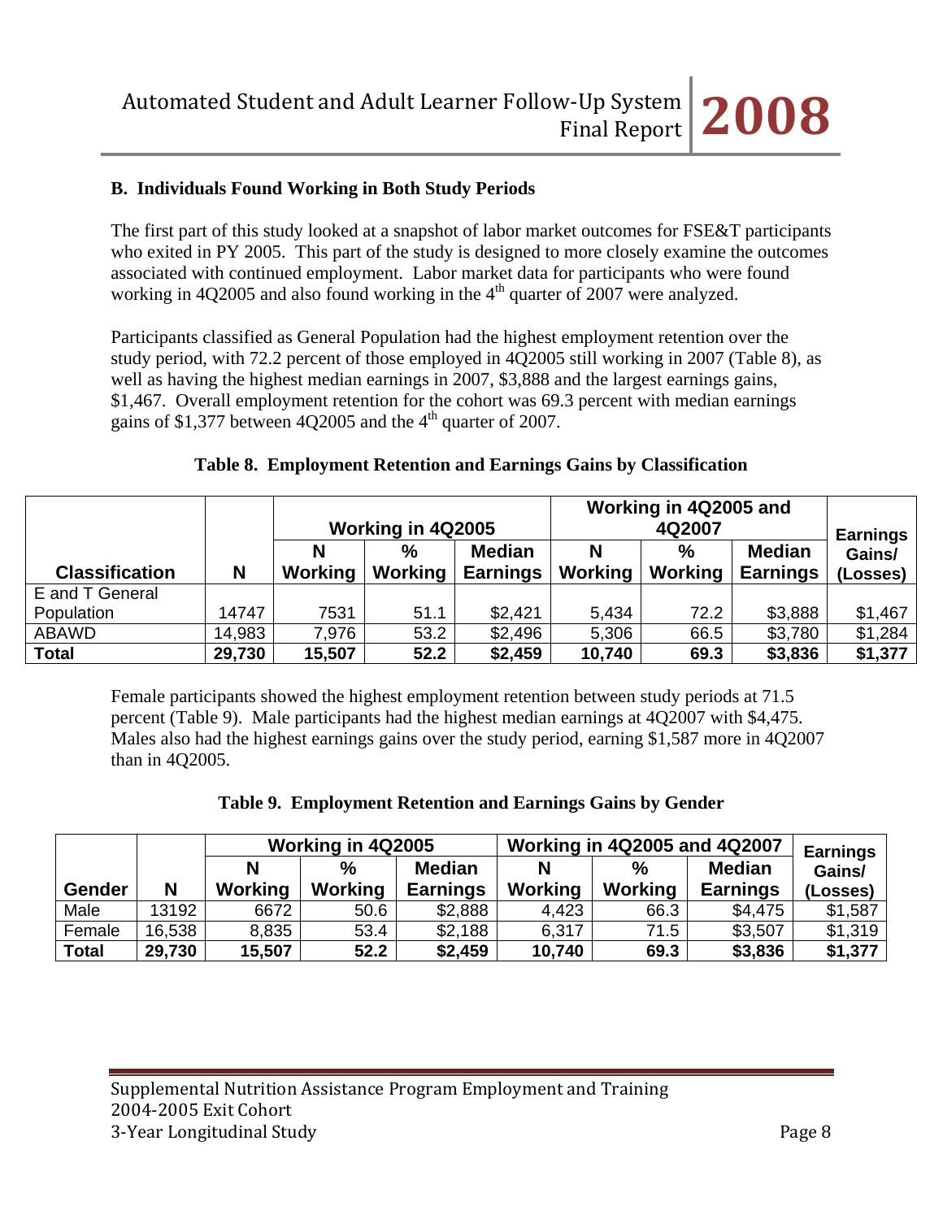### B. Individuals Found Working in Both Study Periods

The first part of this study looked at a snapshot of labor market outcomes for FSE&T participants who exited in PY 2005. This part of the study is designed to more closely examine the outcomes associated with continued employment. Labor market data for participants who were found working in 4Q2005 and also found working in the 4th quarter of 2007 were analyzed.

Participants classified as General Population had the highest employment retention over the study period, with 72.2 percent of those employed in 4Q2005 still working in 2007 (Table 8), as well as having the highest median earnings in 2007, $3,888 and the largest earnings gains, $1,467. Overall employment retention for the cohort was 69.3 percent with median earnings gains of $1,377 between 4Q2005 and the 4th quarter of 2007.

**Table 8. Employment Retention and Earnings Gains by Classification**

| | | Working in 4Q2005 | | | Working in 4Q2005 and 4Q2007 | | | Earnings |
|---|---|---|---|---|---|---|---|---|
| **Classification** | **N** | **N Working** | **% Working** | **Median Earnings** | **N Working** | **% Working** | **Median Earnings** | **Gains/ (Losses)** |
| E and T General Population | 14747 | 7531 | 51.1 | $2,421 | 5,434 | 72.2 | $3,888 | $1,467 |
| ABAWD | 14,983 | 7,976 | 53.2 | $2,496 | 5,306 | 66.5 | $3,780 | $1,284 |
| **Total** | **29,730** | **15,507** | **52.2** | **$2,459** | **10,740** | **69.3** | **$3,836** | **$1,377** |

Female participants showed the highest employment retention between study periods at 71.5 percent (Table 9). Male participants had the highest median earnings at 4Q2007 with $4,475. Males also had the highest earnings gains over the study period, earning $1,587 more in 4Q2007 than in 4Q2005.

**Table 9. Employment Retention and Earnings Gains by Gender**

| | | Working in 4Q2005 | | | Working in 4Q2005 and 4Q2007 | | | Earnings |
|---|---|---|---|---|---|---|---|---|
| **Gender** | **N** | **N Working** | **% Working** | **Median Earnings** | **N Working** | **% Working** | **Median Earnings** | **Gains/ (Losses)** |
| Male | 13192 | 6672 | 50.6 | $2,888 | 4,423 | 66.3 | $4,475 | $1,587 |
| Female | 16,538 | 8,835 | 53.4 | $2,188 | 6,317 | 71.5 | $3,507 | $1,319 |
| **Total** | **29,730** | **15,507** | **52.2** | **$2,459** | **10,740** | **69.3** | **$3,836** | **$1,377** |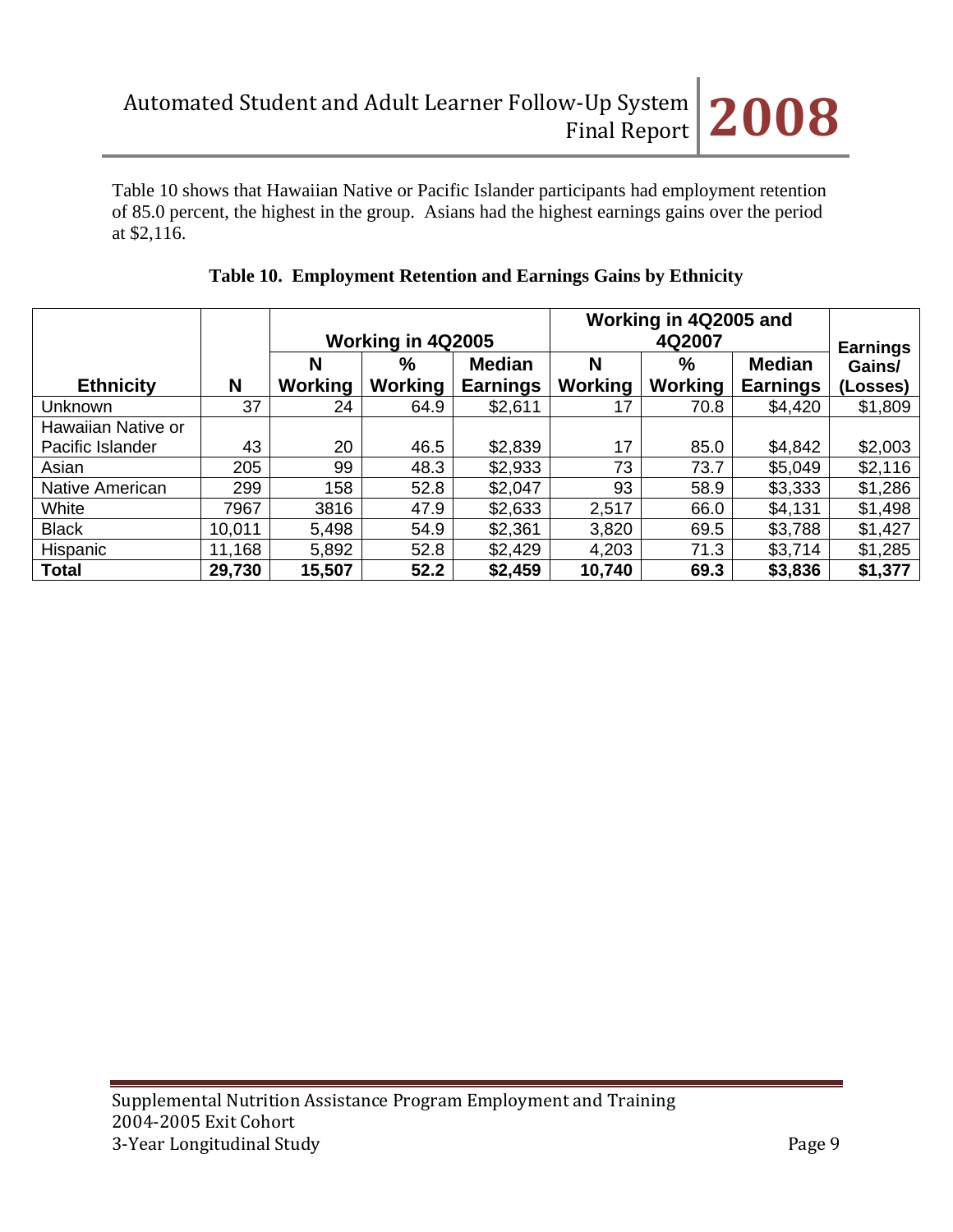Table 10 shows that Hawaiian Native or Pacific Islander participants had employment retention of 85.0 percent, the highest in the group. Asians had the highest earnings gains over the period at $2,116.

**Table 10. Employment Retention and Earnings Gains by Ethnicity**

| | | Working in 4Q2005 | | | Working in 4Q2005 and 4Q2007 | | | |
|---|---|---|---|---|---|---|---|---|
| **Ethnicity** | **N** | **N Working** | **% Working** | **Median Earnings** | **N Working** | **% Working** | **Median Earnings** | **Earnings Gains/ (Losses)** |
| Unknown | 37 | 24 | 64.9 | $2,611 | 17 | 70.8 | $4,420 | $1,809 |
| Hawaiian Native or Pacific Islander | 43 | 20 | 46.5 | $2,839 | 17 | 85.0 | $4,842 | $2,003 |
| Asian | 205 | 99 | 48.3 | $2,933 | 73 | 73.7 | $5,049 | $2,116 |
| Native American | 299 | 158 | 52.8 | $2,047 | 93 | 58.9 | $3,333 | $1,286 |
| White | 7967 | 3816 | 47.9 | $2,633 | 2,517 | 66.0 | $4,131 | $1,498 |
| Black | 10,011 | 5,498 | 54.9 | $2,361 | 3,820 | 69.5 | $3,788 | $1,427 |
| Hispanic | 11,168 | 5,892 | 52.8 | $2,429 | 4,203 | 71.3 | $3,714 | $1,285 |
| **Total** | **29,730** | **15,507** | **52.2** | **$2,459** | **10,740** | **69.3** | **$3,836** | **$1,377** |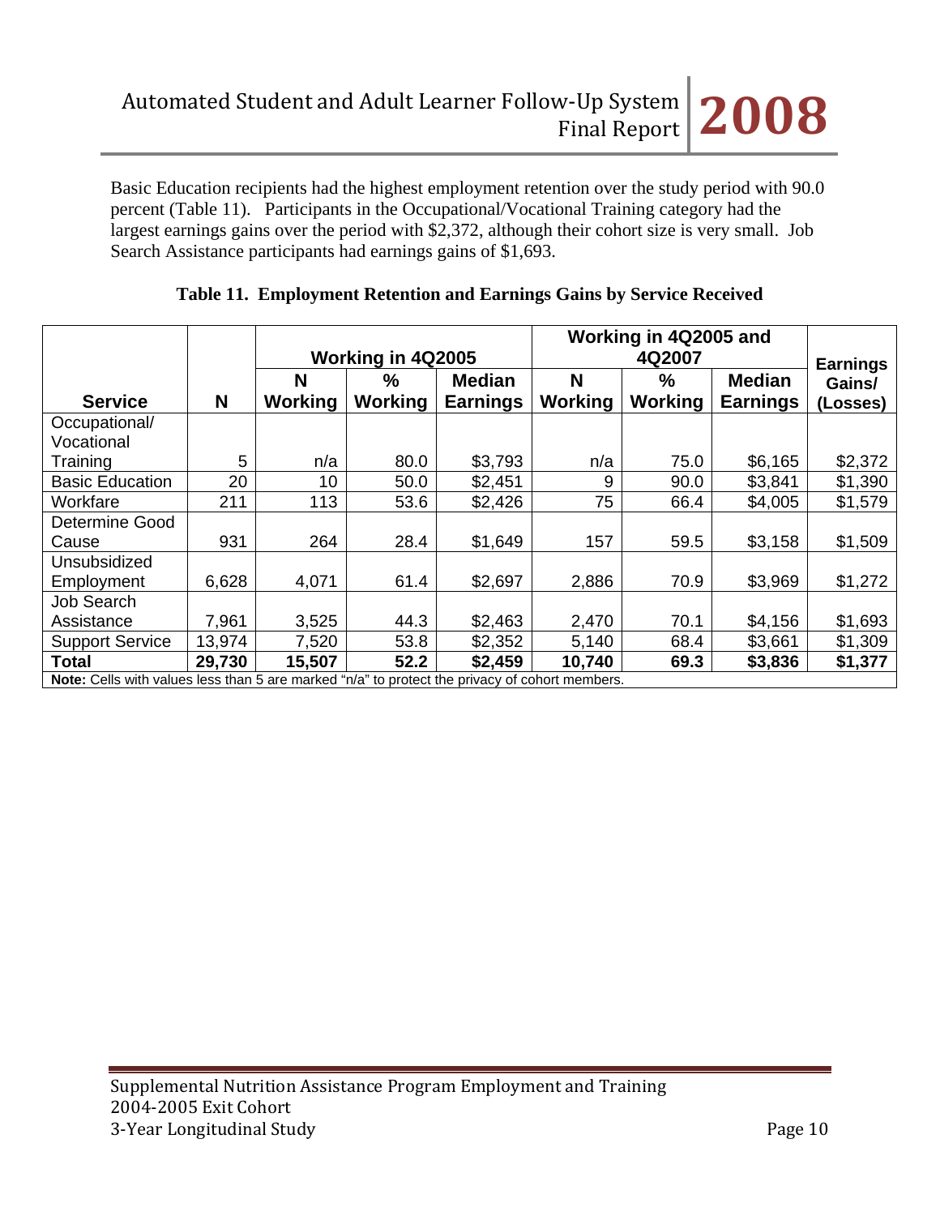Basic Education recipients had the highest employment retention over the study period with 90.0 percent (Table 11). Participants in the Occupational/Vocational Training category had the largest earnings gains over the period with $2,372, although their cohort size is very small. Job Search Assistance participants had earnings gains of $1,693.

**Table 11. Employment Retention and Earnings Gains by Service Received**

| | | Working in 4Q2005 | | | Working in 4Q2005 and 4Q2007 | | | |
|---|---|---|---|---|---|---|---|---|
| **Service** | **N** | **N Working** | **% Working** | **Median Earnings** | **N Working** | **% Working** | **Median Earnings** | **Earnings Gains/ (Losses)** |
| Occupational/ Vocational Training | 5 | n/a | 80.0 | $3,793 | n/a | 75.0 | $6,165 | $2,372 |
| Basic Education | 20 | 10 | 50.0 | $2,451 | 9 | 90.0 | $3,841 | $1,390 |
| Workfare | 211 | 113 | 53.6 | $2,426 | 75 | 66.4 | $4,005 | $1,579 |
| Determine Good Cause | 931 | 264 | 28.4 | $1,649 | 157 | 59.5 | $3,158 | $1,509 |
| Unsubsidized Employment | 6,628 | 4,071 | 61.4 | $2,697 | 2,886 | 70.9 | $3,969 | $1,272 |
| Job Search Assistance | 7,961 | 3,525 | 44.3 | $2,463 | 2,470 | 70.1 | $4,156 | $1,693 |
| Support Service | 13,974 | 7,520 | 53.8 | $2,352 | 5,140 | 68.4 | $3,661 | $1,309 |
| **Total** | **29,730** | **15,507** | **52.2** | **$2,459** | **10,740** | **69.3** | **$3,836** | **$1,377** |

**Note:** Cells with values less than 5 are marked "n/a" to protect the privacy of cohort members.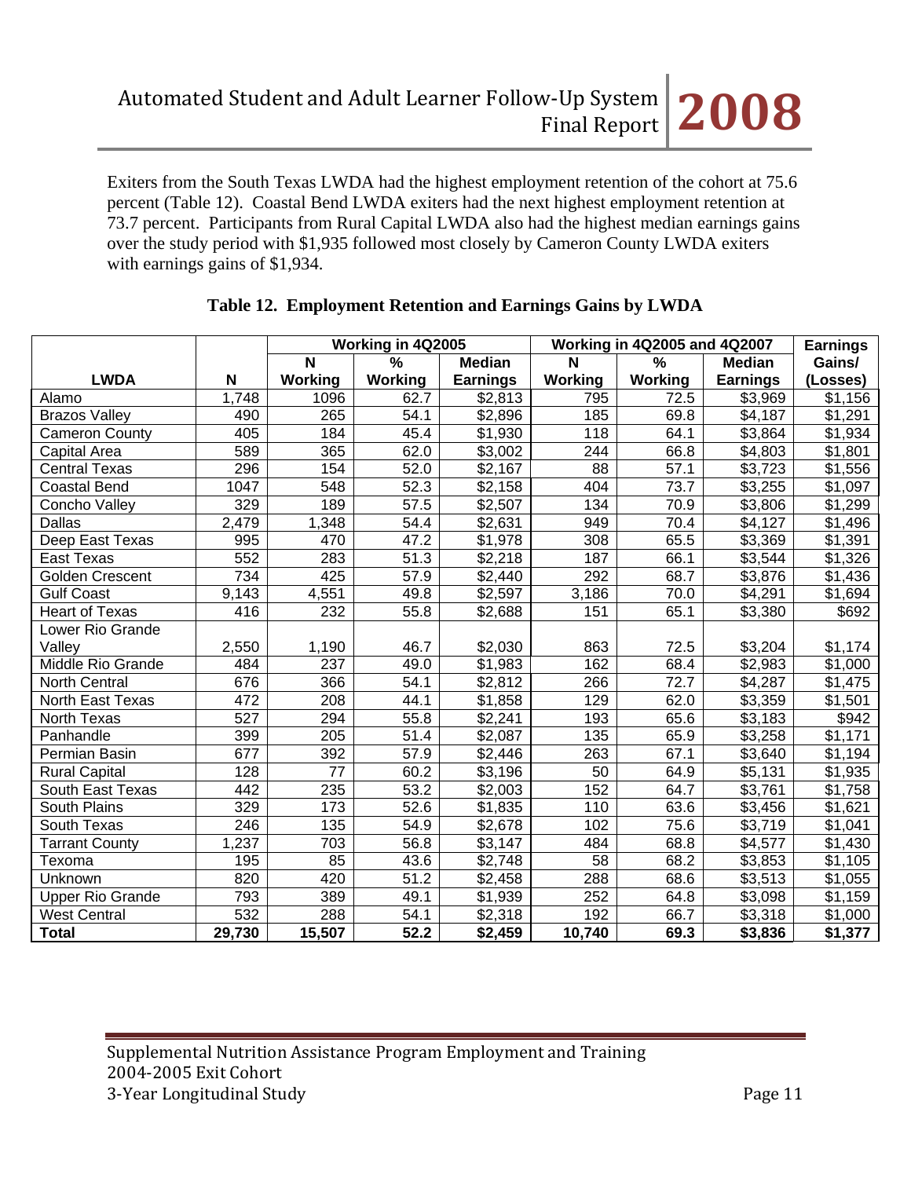Exiters from the South Texas LWDA had the highest employment retention of the cohort at 75.6 percent (Table 12). Coastal Bend LWDA exiters had the next highest employment retention at 73.7 percent. Participants from Rural Capital LWDA also had the highest median earnings gains over the study period with $1,935 followed most closely by Cameron County LWDA exiters with earnings gains of $1,934.

**Table 12. Employment Retention and Earnings Gains by LWDA**

| | | Working in 4Q2005 | | | Working in 4Q2005 and 4Q2007 | | | Earnings |
|---|---|---|---|---|---|---|---|---|
| **LWDA** | **N** | **N Working** | **% Working** | **Median Earnings** | **N Working** | **% Working** | **Median Earnings** | **Gains/ (Losses)** |
| Alamo | 1,748 | 1096 | 62.7 | $2,813 | 795 | 72.5 | $3,969 | $1,156 |
| Brazos Valley | 490 | 265 | 54.1 | $2,896 | 185 | 69.8 | $4,187 | $1,291 |
| Cameron County | 405 | 184 | 45.4 | $1,930 | 118 | 64.1 | $3,864 | $1,934 |
| Capital Area | 589 | 365 | 62.0 | $3,002 | 244 | 66.8 | $4,803 | $1,801 |
| Central Texas | 296 | 154 | 52.0 | $2,167 | 88 | 57.1 | $3,723 | $1,556 |
| Coastal Bend | 1047 | 548 | 52.3 | $2,158 | 404 | 73.7 | $3,255 | $1,097 |
| Concho Valley | 329 | 189 | 57.5 | $2,507 | 134 | 70.9 | $3,806 | $1,299 |
| Dallas | 2,479 | 1,348 | 54.4 | $2,631 | 949 | 70.4 | $4,127 | $1,496 |
| Deep East Texas | 995 | 470 | 47.2 | $1,978 | 308 | 65.5 | $3,369 | $1,391 |
| East Texas | 552 | 283 | 51.3 | $2,218 | 187 | 66.1 | $3,544 | $1,326 |
| Golden Crescent | 734 | 425 | 57.9 | $2,440 | 292 | 68.7 | $3,876 | $1,436 |
| Gulf Coast | 9,143 | 4,551 | 49.8 | $2,597 | 3,186 | 70.0 | $4,291 | $1,694 |
| Heart of Texas | 416 | 232 | 55.8 | $2,688 | 151 | 65.1 | $3,380 | $692 |
| Lower Rio Grande Valley | 2,550 | 1,190 | 46.7 | $2,030 | 863 | 72.5 | $3,204 | $1,174 |
| Middle Rio Grande | 484 | 237 | 49.0 | $1,983 | 162 | 68.4 | $2,983 | $1,000 |
| North Central | 676 | 366 | 54.1 | $2,812 | 266 | 72.7 | $4,287 | $1,475 |
| North East Texas | 472 | 208 | 44.1 | $1,858 | 129 | 62.0 | $3,359 | $1,501 |
| North Texas | 527 | 294 | 55.8 | $2,241 | 193 | 65.6 | $3,183 | $942 |
| Panhandle | 399 | 205 | 51.4 | $2,087 | 135 | 65.9 | $3,258 | $1,171 |
| Permian Basin | 677 | 392 | 57.9 | $2,446 | 263 | 67.1 | $3,640 | $1,194 |
| Rural Capital | 128 | 77 | 60.2 | $3,196 | 50 | 64.9 | $5,131 | $1,935 |
| South East Texas | 442 | 235 | 53.2 | $2,003 | 152 | 64.7 | $3,761 | $1,758 |
| South Plains | 329 | 173 | 52.6 | $1,835 | 110 | 63.6 | $3,456 | $1,621 |
| South Texas | 246 | 135 | 54.9 | $2,678 | 102 | 75.6 | $3,719 | $1,041 |
| Tarrant County | 1,237 | 703 | 56.8 | $3,147 | 484 | 68.8 | $4,577 | $1,430 |
| Texoma | 195 | 85 | 43.6 | $2,748 | 58 | 68.2 | $3,853 | $1,105 |
| Unknown | 820 | 420 | 51.2 | $2,458 | 288 | 68.6 | $3,513 | $1,055 |
| Upper Rio Grande | 793 | 389 | 49.1 | $1,939 | 252 | 64.8 | $3,098 | $1,159 |
| West Central | 532 | 288 | 54.1 | $2,318 | 192 | 66.7 | $3,318 | $1,000 |
| **Total** | **29,730** | **15,507** | **52.2** | **$2,459** | **10,740** | **69.3** | **$3,836** | **$1,377** |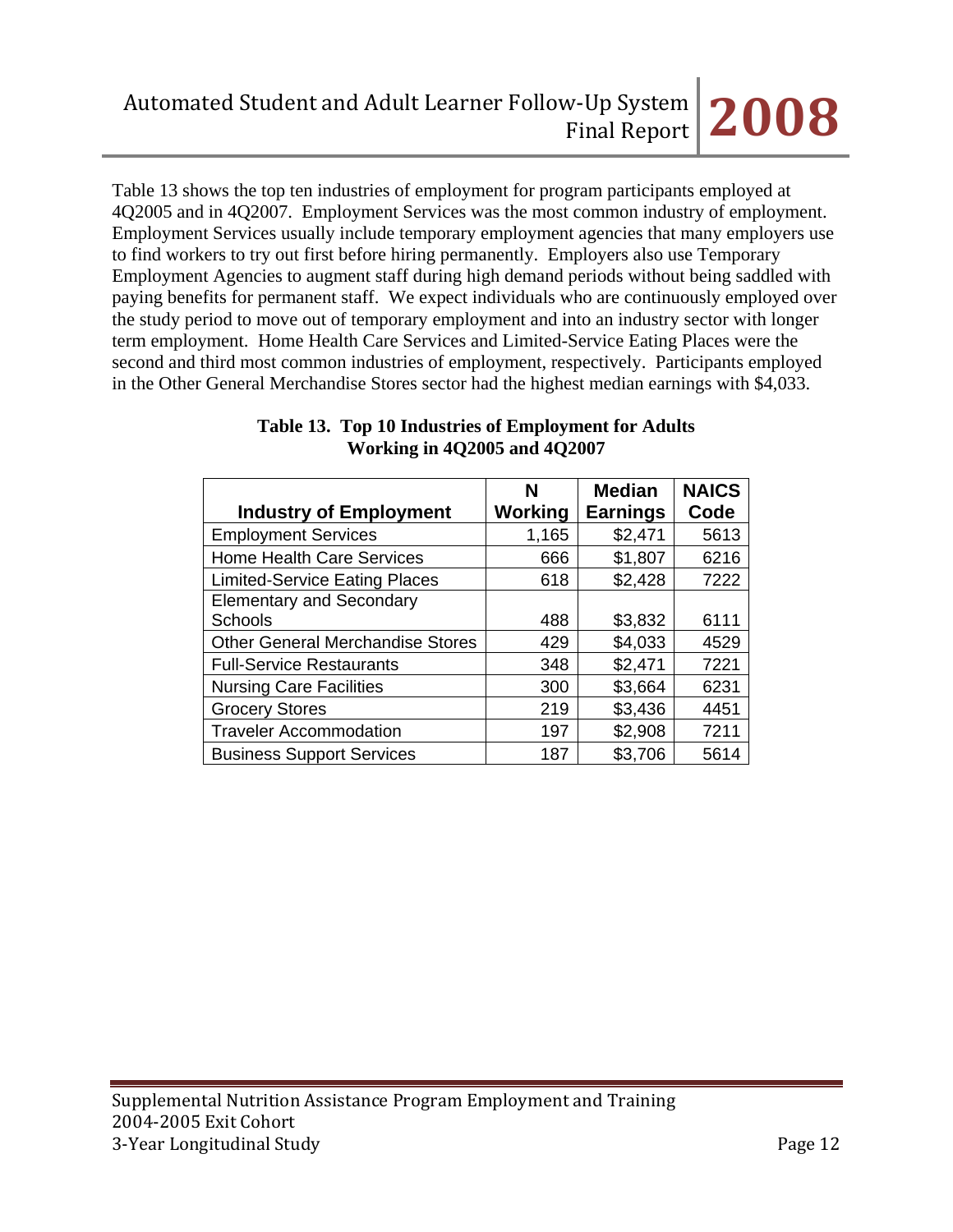Table 13 shows the top ten industries of employment for program participants employed at 4Q2005 and in 4Q2007. Employment Services was the most common industry of employment. Employment Services usually include temporary employment agencies that many employers use to find workers to try out first before hiring permanently. Employers also use Temporary Employment Agencies to augment staff during high demand periods without being saddled with paying benefits for permanent staff. We expect individuals who are continuously employed over the study period to move out of temporary employment and into an industry sector with longer term employment. Home Health Care Services and Limited-Service Eating Places were the second and third most common industries of employment, respectively. Participants employed in the Other General Merchandise Stores sector had the highest median earnings with $4,033.

**Table 13. Top 10 Industries of Employment for Adults Working in 4Q2005 and 4Q2007**

| Industry of Employment | N Working | Median Earnings | NAICS Code |
|---|---|---|---|
| Employment Services | 1,165 | $2,471 | 5613 |
| Home Health Care Services | 666 | $1,807 | 6216 |
| Limited-Service Eating Places | 618 | $2,428 | 7222 |
| Elementary and Secondary Schools | 488 | $3,832 | 6111 |
| Other General Merchandise Stores | 429 | $4,033 | 4529 |
| Full-Service Restaurants | 348 | $2,471 | 7221 |
| Nursing Care Facilities | 300 | $3,664 | 6231 |
| Grocery Stores | 219 | $3,436 | 4451 |
| Traveler Accommodation | 197 | $2,908 | 7211 |
| Business Support Services | 187 | $3,706 | 5614 |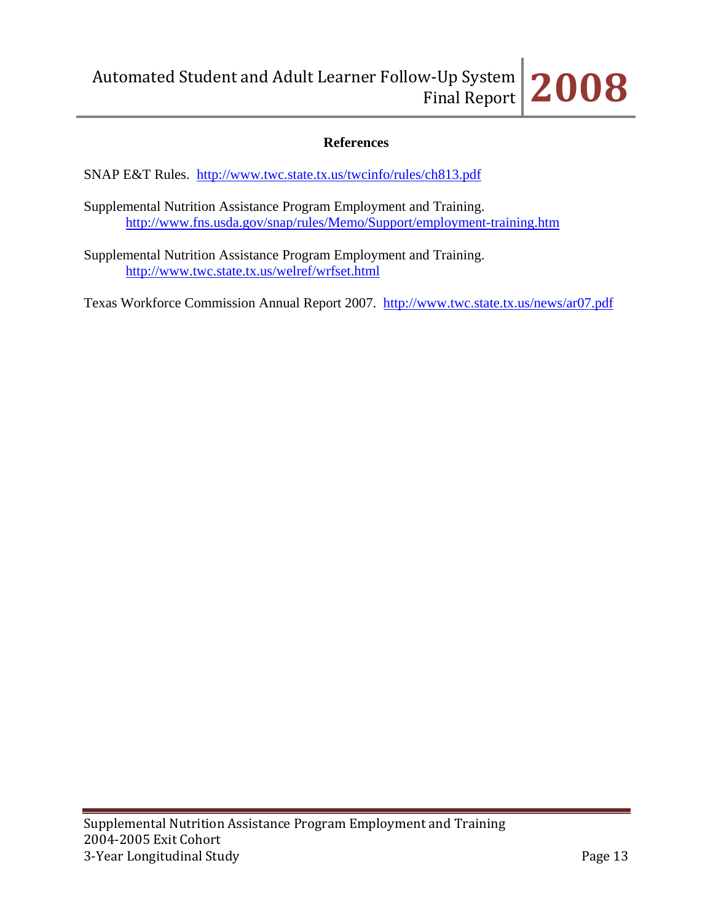## References

SNAP E&T Rules. http://www.twc.state.tx.us/twcinfo/rules/ch813.pdf

Supplemental Nutrition Assistance Program Employment and Training.
http://www.fns.usda.gov/snap/rules/Memo/Support/employment-training.htm

Supplemental Nutrition Assistance Program Employment and Training.
http://www.twc.state.tx.us/welref/wrfset.html

Texas Workforce Commission Annual Report 2007. http://www.twc.state.tx.us/news/ar07.pdf